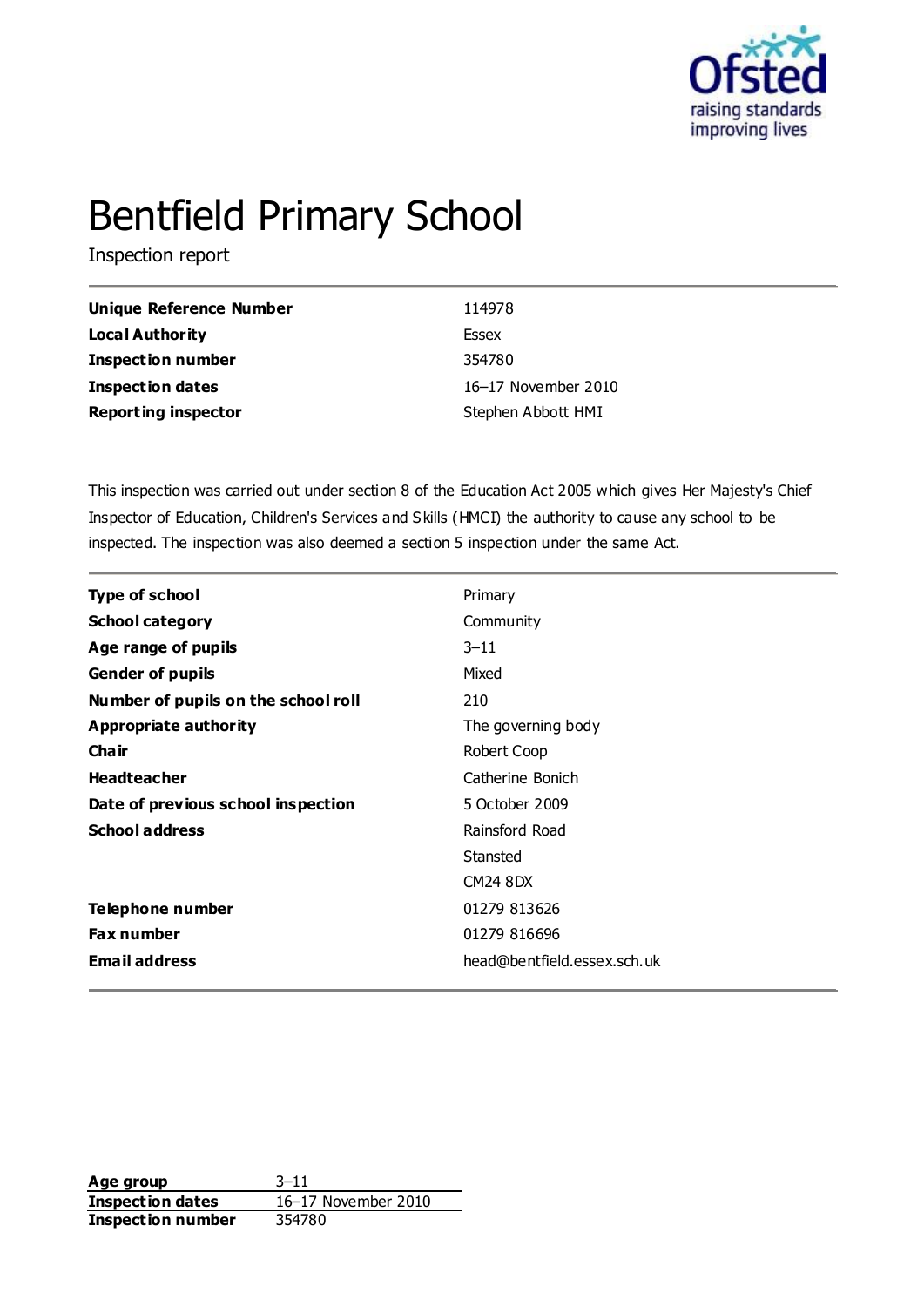# Bentfield Primary School

Inspection report

| | |
|---|---|
| **Unique Reference Number** | 114978 |
| **Local Authority** | Essex |
| **Inspection number** | 354780 |
| **Inspection dates** | 16–17 November 2010 |
| **Reporting inspector** | Stephen Abbott HMI |

This inspection was carried out under section 8 of the Education Act 2005 which gives Her Majesty's Chief Inspector of Education, Children's Services and Skills (HMCI) the authority to cause any school to be inspected. The inspection was also deemed a section 5 inspection under the same Act.

| | |
|---|---|
| **Type of school** | Primary |
| **School category** | Community |
| **Age range of pupils** | 3–11 |
| **Gender of pupils** | Mixed |
| **Number of pupils on the school roll** | 210 |
| **Appropriate authority** | The governing body |
| **Chair** | Robert Coop |
| **Headteacher** | Catherine Bonich |
| **Date of previous school inspection** | 5 October 2009 |
| **School address** | Rainsford Road<br>Stansted<br>CM24 8DX |
| **Telephone number** | 01279 813626 |
| **Fax number** | 01279 816696 |
| **Email address** | head@bentfield.essex.sch.uk |

| | |
|---|---|
| **Age group** | 3–11 |
| **Inspection dates** | 16–17 November 2010 |
| **Inspection number** | 354780 |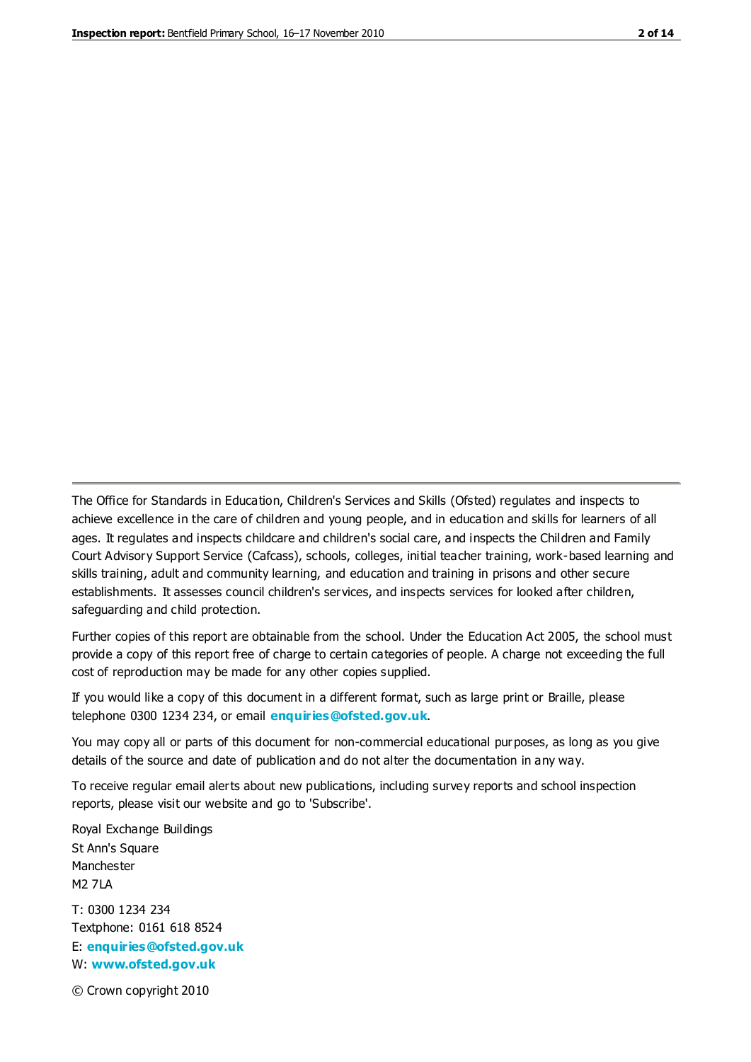The Office for Standards in Education, Children's Services and Skills (Ofsted) regulates and inspects to achieve excellence in the care of children and young people, and in education and skills for learners of all ages. It regulates and inspects childcare and children's social care, and inspects the Children and Family Court Advisory Support Service (Cafcass), schools, colleges, initial teacher training, work-based learning and skills training, adult and community learning, and education and training in prisons and other secure establishments. It assesses council children's services, and inspects services for looked after children, safeguarding and child protection.

Further copies of this report are obtainable from the school. Under the Education Act 2005, the school must provide a copy of this report free of charge to certain categories of people. A charge not exceeding the full cost of reproduction may be made for any other copies supplied.

If you would like a copy of this document in a different format, such as large print or Braille, please telephone 0300 1234 234, or email **enquiries@ofsted.gov.uk**.

You may copy all or parts of this document for non-commercial educational purposes, as long as you give details of the source and date of publication and do not alter the documentation in any way.

To receive regular email alerts about new publications, including survey reports and school inspection reports, please visit our website and go to 'Subscribe'.

Royal Exchange Buildings
St Ann's Square
Manchester
M2 7LA

T: 0300 1234 234
Textphone: 0161 618 8524
E: **enquiries@ofsted.gov.uk**
W: **www.ofsted.gov.uk**

© Crown copyright 2010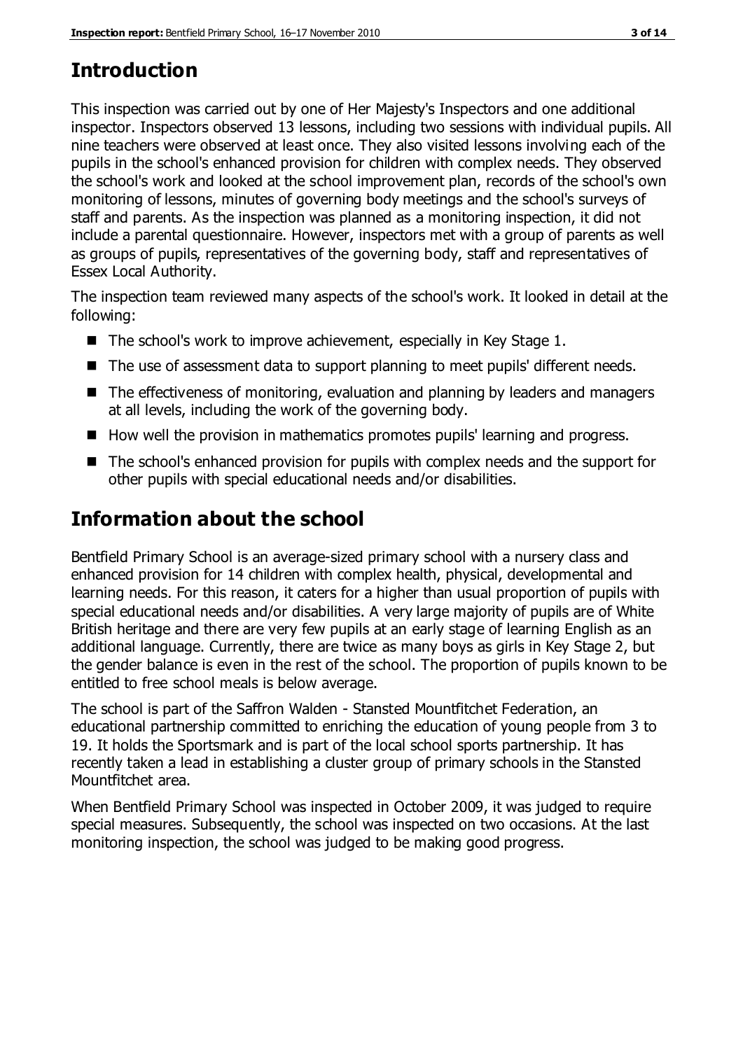# Introduction

This inspection was carried out by one of Her Majesty's Inspectors and one additional inspector. Inspectors observed 13 lessons, including two sessions with individual pupils. All nine teachers were observed at least once. They also visited lessons involving each of the pupils in the school's enhanced provision for children with complex needs. They observed the school's work and looked at the school improvement plan, records of the school's own monitoring of lessons, minutes of governing body meetings and the school's surveys of staff and parents. As the inspection was planned as a monitoring inspection, it did not include a parental questionnaire. However, inspectors met with a group of parents as well as groups of pupils, representatives of the governing body, staff and representatives of Essex Local Authority.

The inspection team reviewed many aspects of the school's work. It looked in detail at the following:

- The school's work to improve achievement, especially in Key Stage 1.
- The use of assessment data to support planning to meet pupils' different needs.
- The effectiveness of monitoring, evaluation and planning by leaders and managers at all levels, including the work of the governing body.
- How well the provision in mathematics promotes pupils' learning and progress.
- The school's enhanced provision for pupils with complex needs and the support for other pupils with special educational needs and/or disabilities.

# Information about the school

Bentfield Primary School is an average-sized primary school with a nursery class and enhanced provision for 14 children with complex health, physical, developmental and learning needs. For this reason, it caters for a higher than usual proportion of pupils with special educational needs and/or disabilities. A very large majority of pupils are of White British heritage and there are very few pupils at an early stage of learning English as an additional language. Currently, there are twice as many boys as girls in Key Stage 2, but the gender balance is even in the rest of the school. The proportion of pupils known to be entitled to free school meals is below average.

The school is part of the Saffron Walden - Stansted Mountfitchet Federation, an educational partnership committed to enriching the education of young people from 3 to 19. It holds the Sportsmark and is part of the local school sports partnership. It has recently taken a lead in establishing a cluster group of primary schools in the Stansted Mountfitchet area.

When Bentfield Primary School was inspected in October 2009, it was judged to require special measures. Subsequently, the school was inspected on two occasions. At the last monitoring inspection, the school was judged to be making good progress.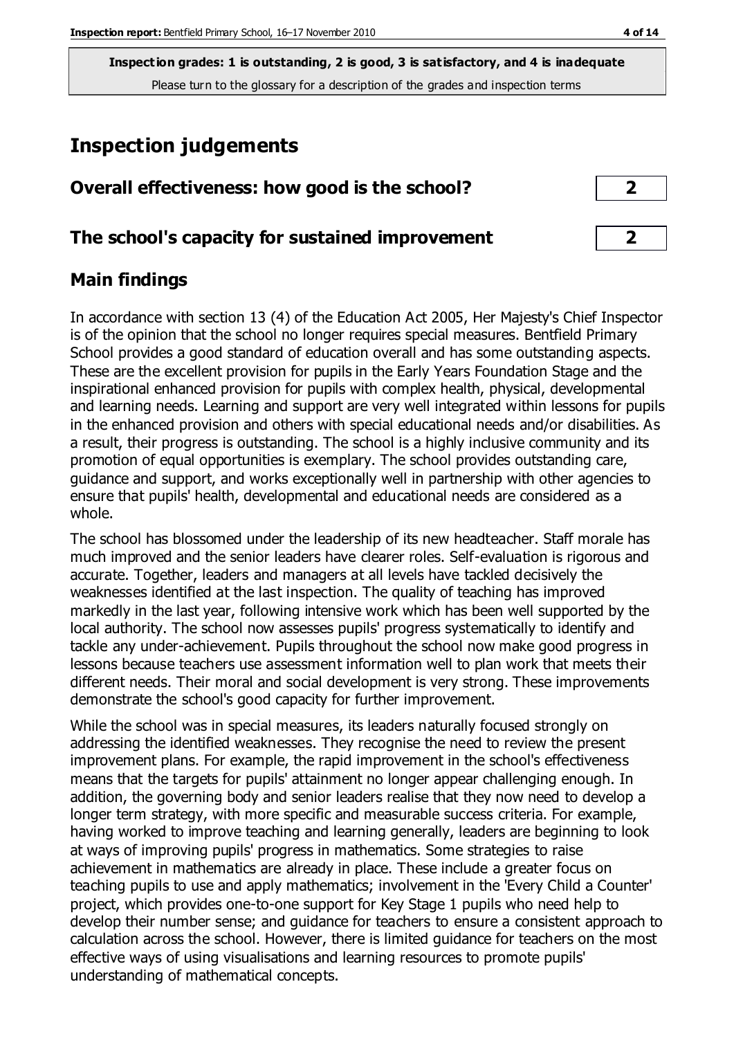**Inspection grades: 1 is outstanding, 2 is good, 3 is satisfactory, and 4 is inadequate**
Please turn to the glossary for a description of the grades and inspection terms

# Inspection judgements

| Overall effectiveness: how good is the school? | 2 |
|---|---|
| **The school's capacity for sustained improvement** | **2** |

## Main findings

In accordance with section 13 (4) of the Education Act 2005, Her Majesty's Chief Inspector is of the opinion that the school no longer requires special measures. Bentfield Primary School provides a good standard of education overall and has some outstanding aspects. These are the excellent provision for pupils in the Early Years Foundation Stage and the inspirational enhanced provision for pupils with complex health, physical, developmental and learning needs. Learning and support are very well integrated within lessons for pupils in the enhanced provision and others with special educational needs and/or disabilities. As a result, their progress is outstanding. The school is a highly inclusive community and its promotion of equal opportunities is exemplary. The school provides outstanding care, guidance and support, and works exceptionally well in partnership with other agencies to ensure that pupils' health, developmental and educational needs are considered as a whole.

The school has blossomed under the leadership of its new headteacher. Staff morale has much improved and the senior leaders have clearer roles. Self-evaluation is rigorous and accurate. Together, leaders and managers at all levels have tackled decisively the weaknesses identified at the last inspection. The quality of teaching has improved markedly in the last year, following intensive work which has been well supported by the local authority. The school now assesses pupils' progress systematically to identify and tackle any under-achievement. Pupils throughout the school now make good progress in lessons because teachers use assessment information well to plan work that meets their different needs. Their moral and social development is very strong. These improvements demonstrate the school's good capacity for further improvement.

While the school was in special measures, its leaders naturally focused strongly on addressing the identified weaknesses. They recognise the need to review the present improvement plans. For example, the rapid improvement in the school's effectiveness means that the targets for pupils' attainment no longer appear challenging enough. In addition, the governing body and senior leaders realise that they now need to develop a longer term strategy, with more specific and measurable success criteria. For example, having worked to improve teaching and learning generally, leaders are beginning to look at ways of improving pupils' progress in mathematics. Some strategies to raise achievement in mathematics are already in place. These include a greater focus on teaching pupils to use and apply mathematics; involvement in the 'Every Child a Counter' project, which provides one-to-one support for Key Stage 1 pupils who need help to develop their number sense; and guidance for teachers to ensure a consistent approach to calculation across the school. However, there is limited guidance for teachers on the most effective ways of using visualisations and learning resources to promote pupils' understanding of mathematical concepts.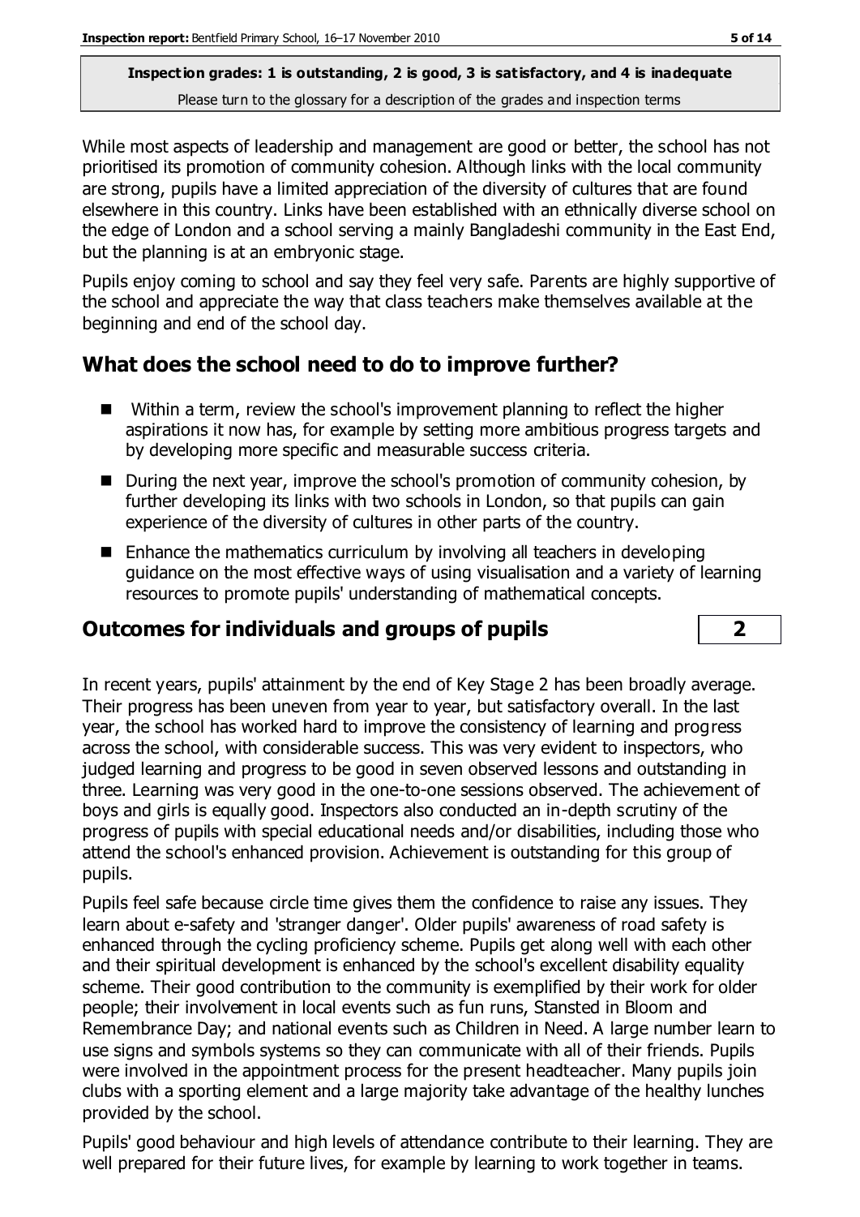**Inspection grades: 1 is outstanding, 2 is good, 3 is satisfactory, and 4 is inadequate**
Please turn to the glossary for a description of the grades and inspection terms

While most aspects of leadership and management are good or better, the school has not prioritised its promotion of community cohesion. Although links with the local community are strong, pupils have a limited appreciation of the diversity of cultures that are found elsewhere in this country. Links have been established with an ethnically diverse school on the edge of London and a school serving a mainly Bangladeshi community in the East End, but the planning is at an embryonic stage.

Pupils enjoy coming to school and say they feel very safe. Parents are highly supportive of the school and appreciate the way that class teachers make themselves available at the beginning and end of the school day.

## What does the school need to do to improve further?

- Within a term, review the school's improvement planning to reflect the higher aspirations it now has, for example by setting more ambitious progress targets and by developing more specific and measurable success criteria.
- During the next year, improve the school's promotion of community cohesion, by further developing its links with two schools in London, so that pupils can gain experience of the diversity of cultures in other parts of the country.
- Enhance the mathematics curriculum by involving all teachers in developing guidance on the most effective ways of using visualisation and a variety of learning resources to promote pupils' understanding of mathematical concepts.

## Outcomes for individuals and groups of pupils — 2

In recent years, pupils' attainment by the end of Key Stage 2 has been broadly average. Their progress has been uneven from year to year, but satisfactory overall. In the last year, the school has worked hard to improve the consistency of learning and progress across the school, with considerable success. This was very evident to inspectors, who judged learning and progress to be good in seven observed lessons and outstanding in three. Learning was very good in the one-to-one sessions observed. The achievement of boys and girls is equally good. Inspectors also conducted an in-depth scrutiny of the progress of pupils with special educational needs and/or disabilities, including those who attend the school's enhanced provision. Achievement is outstanding for this group of pupils.

Pupils feel safe because circle time gives them the confidence to raise any issues. They learn about e-safety and 'stranger danger'. Older pupils' awareness of road safety is enhanced through the cycling proficiency scheme. Pupils get along well with each other and their spiritual development is enhanced by the school's excellent disability equality scheme. Their good contribution to the community is exemplified by their work for older people; their involvement in local events such as fun runs, Stansted in Bloom and Remembrance Day; and national events such as Children in Need. A large number learn to use signs and symbols systems so they can communicate with all of their friends. Pupils were involved in the appointment process for the present headteacher. Many pupils join clubs with a sporting element and a large majority take advantage of the healthy lunches provided by the school.

Pupils' good behaviour and high levels of attendance contribute to their learning. They are well prepared for their future lives, for example by learning to work together in teams.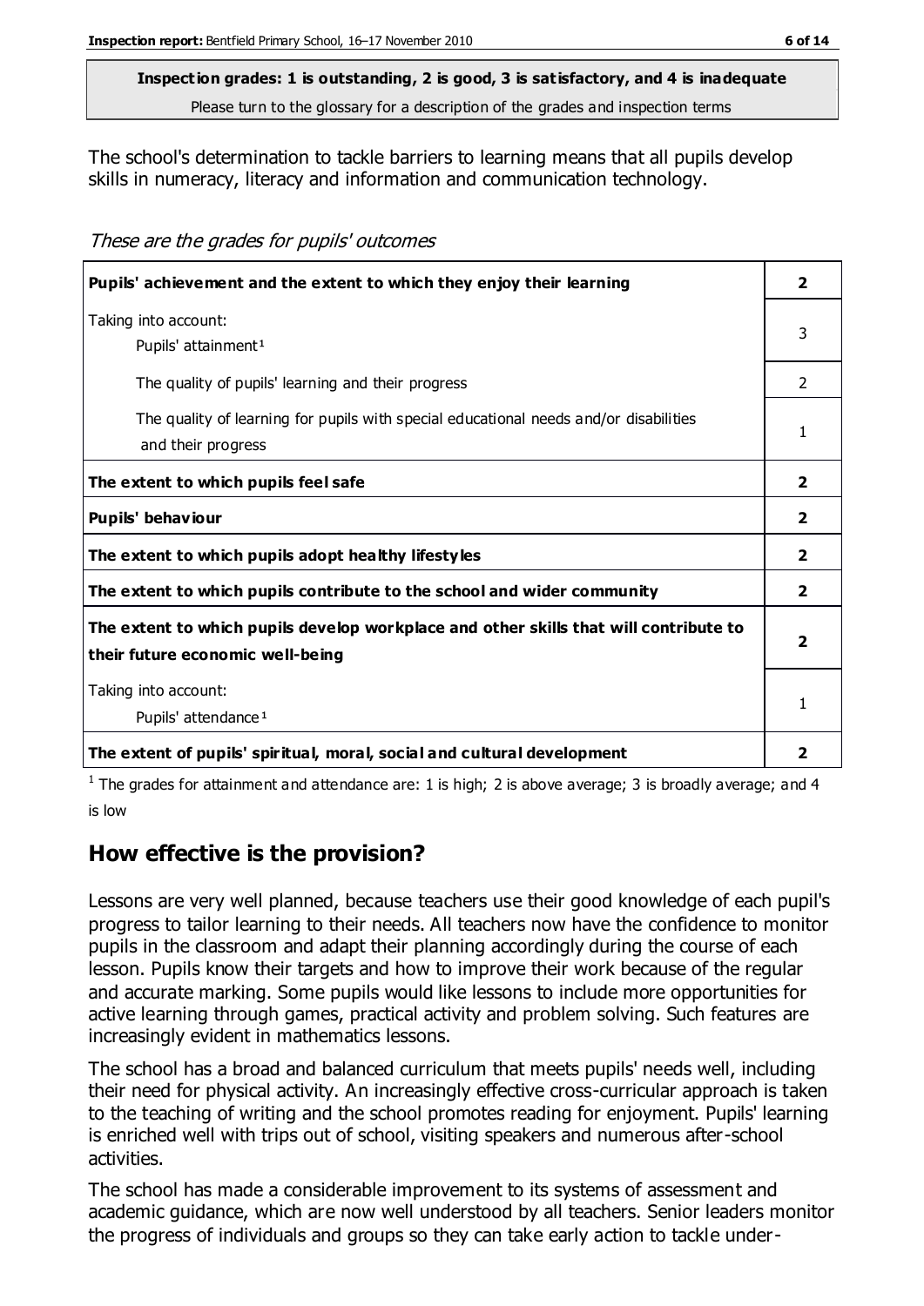**Inspection grades: 1 is outstanding, 2 is good, 3 is satisfactory, and 4 is inadequate**
Please turn to the glossary for a description of the grades and inspection terms

The school's determination to tackle barriers to learning means that all pupils develop skills in numeracy, literacy and information and communication technology.

*These are the grades for pupils' outcomes*

| | |
|---|---|
| **Pupils' achievement and the extent to which they enjoy their learning** | **2** |
| Taking into account:<br>Pupils' attainment[1] | 3 |
| The quality of pupils' learning and their progress | 2 |
| The quality of learning for pupils with special educational needs and/or disabilities and their progress | 1 |
| **The extent to which pupils feel safe** | **2** |
| **Pupils' behaviour** | **2** |
| **The extent to which pupils adopt healthy lifestyles** | **2** |
| **The extent to which pupils contribute to the school and wider community** | **2** |
| **The extent to which pupils develop workplace and other skills that will contribute to their future economic well-being** | **2** |
| Taking into account:<br>Pupils' attendance[1] | 1 |
| **The extent of pupils' spiritual, moral, social and cultural development** | **2** |

[1] The grades for attainment and attendance are: 1 is high; 2 is above average; 3 is broadly average; and 4 is low

## How effective is the provision?

Lessons are very well planned, because teachers use their good knowledge of each pupil's progress to tailor learning to their needs. All teachers now have the confidence to monitor pupils in the classroom and adapt their planning accordingly during the course of each lesson. Pupils know their targets and how to improve their work because of the regular and accurate marking. Some pupils would like lessons to include more opportunities for active learning through games, practical activity and problem solving. Such features are increasingly evident in mathematics lessons.

The school has a broad and balanced curriculum that meets pupils' needs well, including their need for physical activity. An increasingly effective cross-curricular approach is taken to the teaching of writing and the school promotes reading for enjoyment. Pupils' learning is enriched well with trips out of school, visiting speakers and numerous after-school activities.

The school has made a considerable improvement to its systems of assessment and academic guidance, which are now well understood by all teachers. Senior leaders monitor the progress of individuals and groups so they can take early action to tackle under-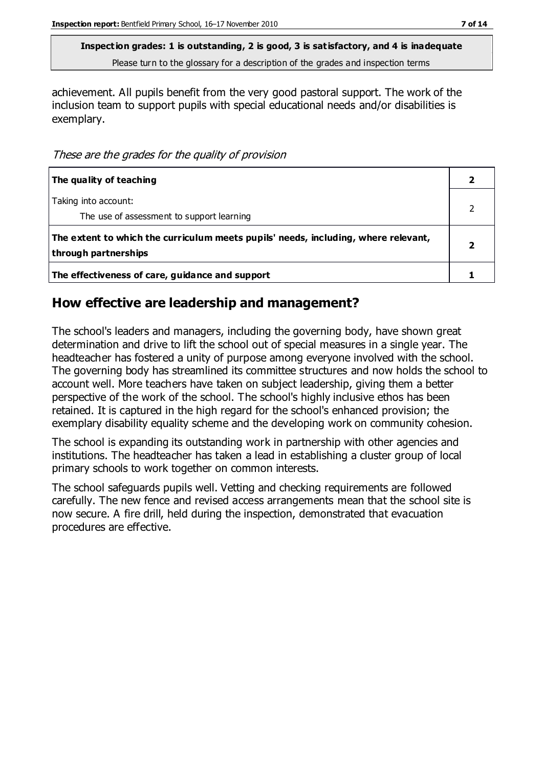**Inspection grades: 1 is outstanding, 2 is good, 3 is satisfactory, and 4 is inadequate**
Please turn to the glossary for a description of the grades and inspection terms

achievement. All pupils benefit from the very good pastoral support. The work of the inclusion team to support pupils with special educational needs and/or disabilities is exemplary.

*These are the grades for the quality of provision*

| | |
|---|---|
| **The quality of teaching** | **2** |
| Taking into account: The use of assessment to support learning | 2 |
| **The extent to which the curriculum meets pupils' needs, including, where relevant, through partnerships** | **2** |
| **The effectiveness of care, guidance and support** | **1** |

## How effective are leadership and management?

The school's leaders and managers, including the governing body, have shown great determination and drive to lift the school out of special measures in a single year. The headteacher has fostered a unity of purpose among everyone involved with the school. The governing body has streamlined its committee structures and now holds the school to account well. More teachers have taken on subject leadership, giving them a better perspective of the work of the school. The school's highly inclusive ethos has been retained. It is captured in the high regard for the school's enhanced provision; the exemplary disability equality scheme and the developing work on community cohesion.

The school is expanding its outstanding work in partnership with other agencies and institutions. The headteacher has taken a lead in establishing a cluster group of local primary schools to work together on common interests.

The school safeguards pupils well. Vetting and checking requirements are followed carefully. The new fence and revised access arrangements mean that the school site is now secure. A fire drill, held during the inspection, demonstrated that evacuation procedures are effective.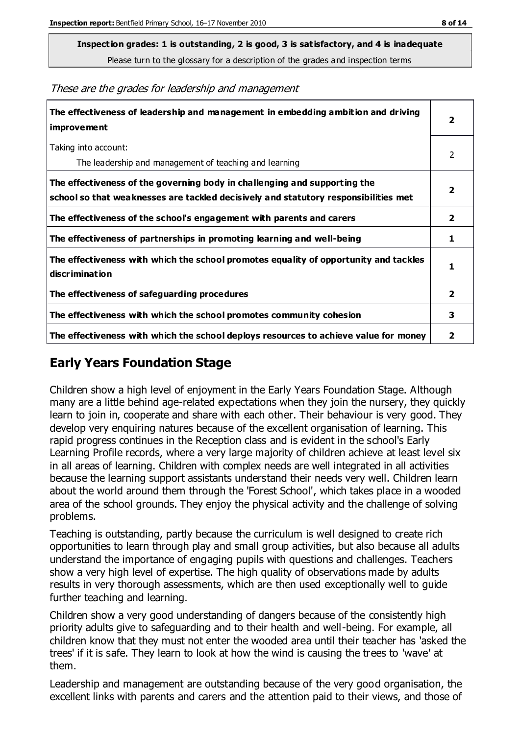**Inspection grades: 1 is outstanding, 2 is good, 3 is satisfactory, and 4 is inadequate**
Please turn to the glossary for a description of the grades and inspection terms

*These are the grades for leadership and management*

| | |
|---|---|
| **The effectiveness of leadership and management in embedding ambition and driving improvement** | **2** |
| Taking into account: The leadership and management of teaching and learning | 2 |
| **The effectiveness of the governing body in challenging and supporting the school so that weaknesses are tackled decisively and statutory responsibilities met** | **2** |
| **The effectiveness of the school's engagement with parents and carers** | **2** |
| **The effectiveness of partnerships in promoting learning and well-being** | **1** |
| **The effectiveness with which the school promotes equality of opportunity and tackles discrimination** | **1** |
| **The effectiveness of safeguarding procedures** | **2** |
| **The effectiveness with which the school promotes community cohesion** | **3** |
| **The effectiveness with which the school deploys resources to achieve value for money** | **2** |

## Early Years Foundation Stage

Children show a high level of enjoyment in the Early Years Foundation Stage. Although many are a little behind age-related expectations when they join the nursery, they quickly learn to join in, cooperate and share with each other. Their behaviour is very good. They develop very enquiring natures because of the excellent organisation of learning. This rapid progress continues in the Reception class and is evident in the school's Early Learning Profile records, where a very large majority of children achieve at least level six in all areas of learning. Children with complex needs are well integrated in all activities because the learning support assistants understand their needs very well. Children learn about the world around them through the 'Forest School', which takes place in a wooded area of the school grounds. They enjoy the physical activity and the challenge of solving problems.

Teaching is outstanding, partly because the curriculum is well designed to create rich opportunities to learn through play and small group activities, but also because all adults understand the importance of engaging pupils with questions and challenges. Teachers show a very high level of expertise. The high quality of observations made by adults results in very thorough assessments, which are then used exceptionally well to guide further teaching and learning.

Children show a very good understanding of dangers because of the consistently high priority adults give to safeguarding and to their health and well-being. For example, all children know that they must not enter the wooded area until their teacher has 'asked the trees' if it is safe. They learn to look at how the wind is causing the trees to 'wave' at them.

Leadership and management are outstanding because of the very good organisation, the excellent links with parents and carers and the attention paid to their views, and those of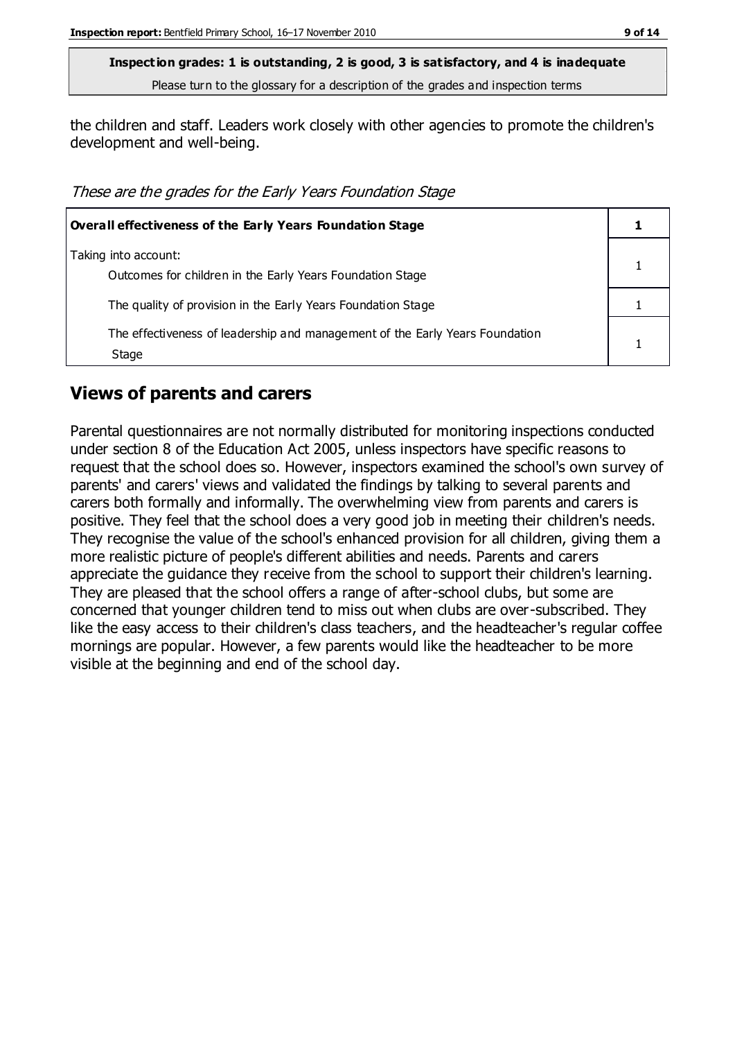**Inspection grades: 1 is outstanding, 2 is good, 3 is satisfactory, and 4 is inadequate**
Please turn to the glossary for a description of the grades and inspection terms

the children and staff. Leaders work closely with other agencies to promote the children's development and well-being.

*These are the grades for the Early Years Foundation Stage*

| **Overall effectiveness of the Early Years Foundation Stage** | **1** |
|---|---|
| Taking into account:<br>Outcomes for children in the Early Years Foundation Stage | 1 |
| The quality of provision in the Early Years Foundation Stage | 1 |
| The effectiveness of leadership and management of the Early Years Foundation Stage | 1 |

## Views of parents and carers

Parental questionnaires are not normally distributed for monitoring inspections conducted under section 8 of the Education Act 2005, unless inspectors have specific reasons to request that the school does so. However, inspectors examined the school's own survey of parents' and carers' views and validated the findings by talking to several parents and carers both formally and informally. The overwhelming view from parents and carers is positive. They feel that the school does a very good job in meeting their children's needs. They recognise the value of the school's enhanced provision for all children, giving them a more realistic picture of people's different abilities and needs. Parents and carers appreciate the guidance they receive from the school to support their children's learning. They are pleased that the school offers a range of after-school clubs, but some are concerned that younger children tend to miss out when clubs are over-subscribed. They like the easy access to their children's class teachers, and the headteacher's regular coffee mornings are popular. However, a few parents would like the headteacher to be more visible at the beginning and end of the school day.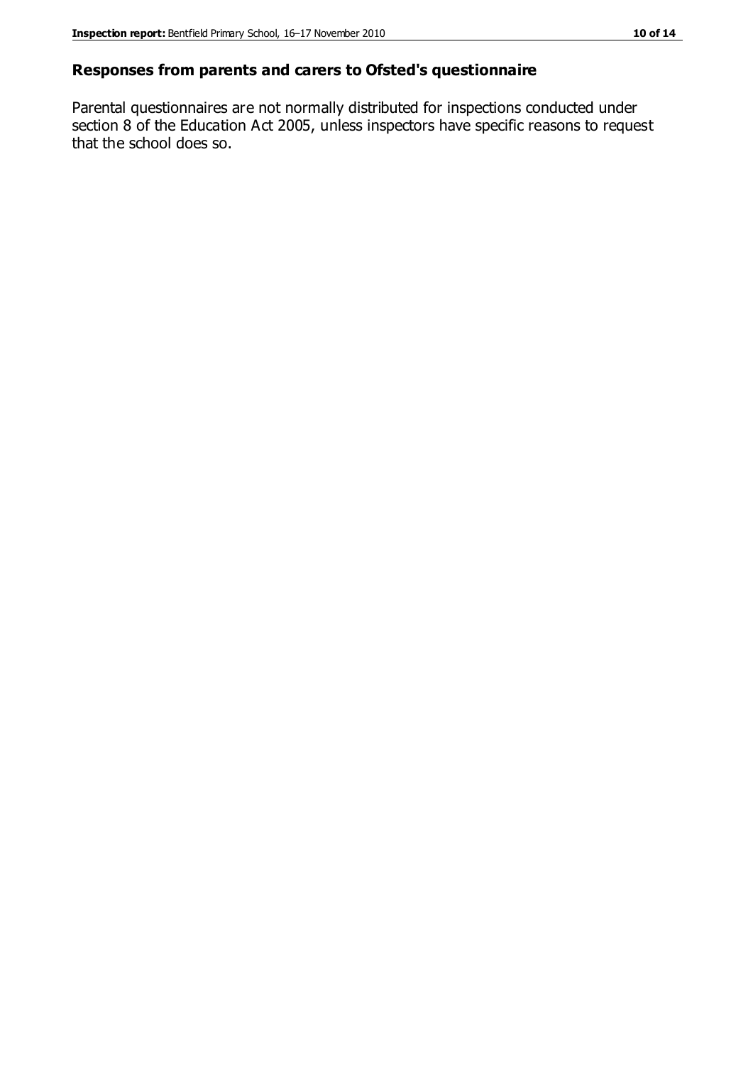## Responses from parents and carers to Ofsted's questionnaire

Parental questionnaires are not normally distributed for inspections conducted under section 8 of the Education Act 2005, unless inspectors have specific reasons to request that the school does so.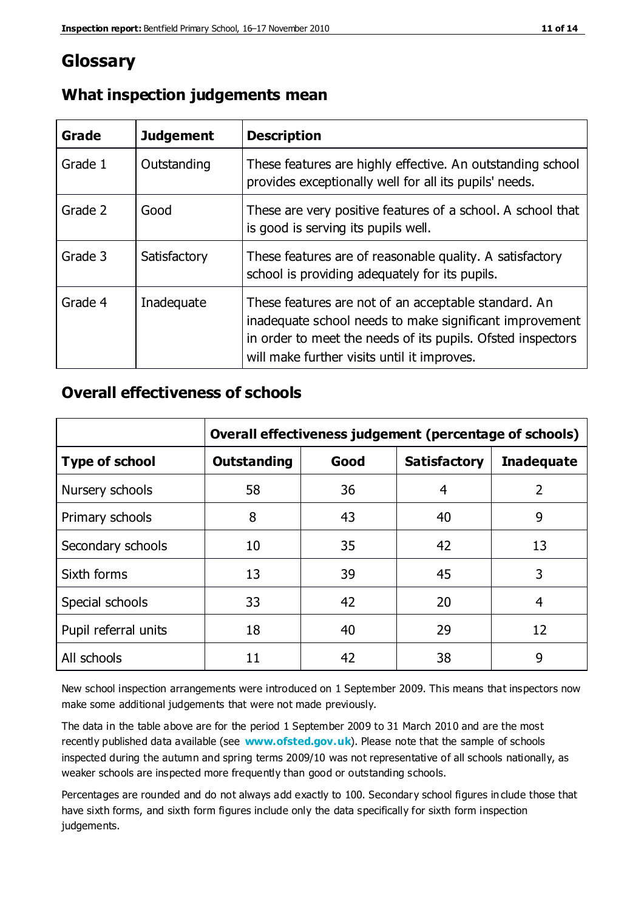# Glossary

## What inspection judgements mean

| Grade | Judgement | Description |
| --- | --- | --- |
| Grade 1 | Outstanding | These features are highly effective. An outstanding school provides exceptionally well for all its pupils' needs. |
| Grade 2 | Good | These are very positive features of a school. A school that is good is serving its pupils well. |
| Grade 3 | Satisfactory | These features are of reasonable quality. A satisfactory school is providing adequately for its pupils. |
| Grade 4 | Inadequate | These features are not of an acceptable standard. An inadequate school needs to make significant improvement in order to meet the needs of its pupils. Ofsted inspectors will make further visits until it improves. |

## Overall effectiveness of schools

| | Overall effectiveness judgement (percentage of schools) | | | |
| --- | --- | --- | --- | --- |
| **Type of school** | **Outstanding** | **Good** | **Satisfactory** | **Inadequate** |
| Nursery schools | 58 | 36 | 4 | 2 |
| Primary schools | 8 | 43 | 40 | 9 |
| Secondary schools | 10 | 35 | 42 | 13 |
| Sixth forms | 13 | 39 | 45 | 3 |
| Special schools | 33 | 42 | 20 | 4 |
| Pupil referral units | 18 | 40 | 29 | 12 |
| All schools | 11 | 42 | 38 | 9 |

New school inspection arrangements were introduced on 1 September 2009. This means that inspectors now make some additional judgements that were not made previously.

The data in the table above are for the period 1 September 2009 to 31 March 2010 and are the most recently published data available (see **www.ofsted.gov.uk**). Please note that the sample of schools inspected during the autumn and spring terms 2009/10 was not representative of all schools nationally, as weaker schools are inspected more frequently than good or outstanding schools.

Percentages are rounded and do not always add exactly to 100. Secondary school figures include those that have sixth forms, and sixth form figures include only the data specifically for sixth form inspection judgements.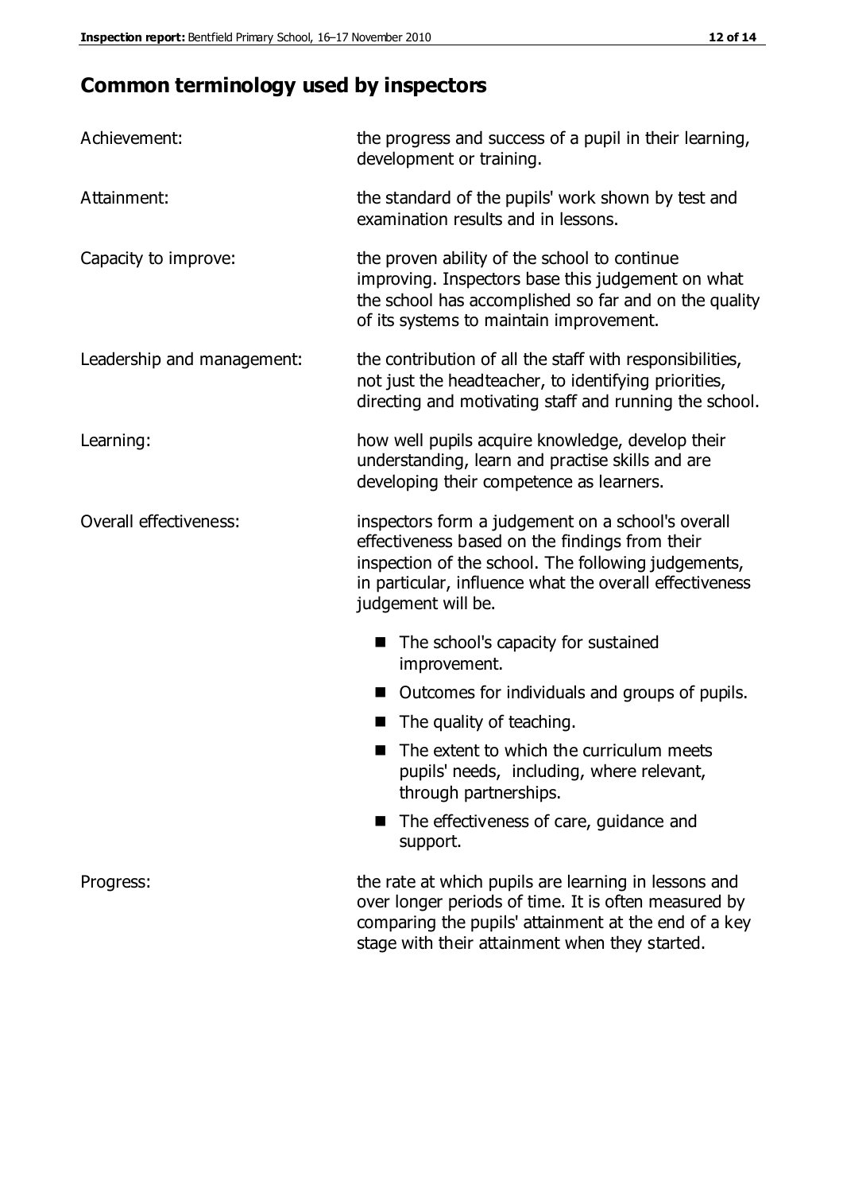## Common terminology used by inspectors

| | |
|---|---|
| Achievement: | the progress and success of a pupil in their learning, development or training. |
| Attainment: | the standard of the pupils' work shown by test and examination results and in lessons. |
| Capacity to improve: | the proven ability of the school to continue improving. Inspectors base this judgement on what the school has accomplished so far and on the quality of its systems to maintain improvement. |
| Leadership and management: | the contribution of all the staff with responsibilities, not just the headteacher, to identifying priorities, directing and motivating staff and running the school. |
| Learning: | how well pupils acquire knowledge, develop their understanding, learn and practise skills and are developing their competence as learners. |
| Overall effectiveness: | inspectors form a judgement on a school's overall effectiveness based on the findings from their inspection of the school. The following judgements, in particular, influence what the overall effectiveness judgement will be. |

- The school's capacity for sustained improvement.
- Outcomes for individuals and groups of pupils.
- The quality of teaching.
- The extent to which the curriculum meets pupils' needs, including, where relevant, through partnerships.
- The effectiveness of care, guidance and support.

| | |
|---|---|
| Progress: | the rate at which pupils are learning in lessons and over longer periods of time. It is often measured by comparing the pupils' attainment at the end of a key stage with their attainment when they started. |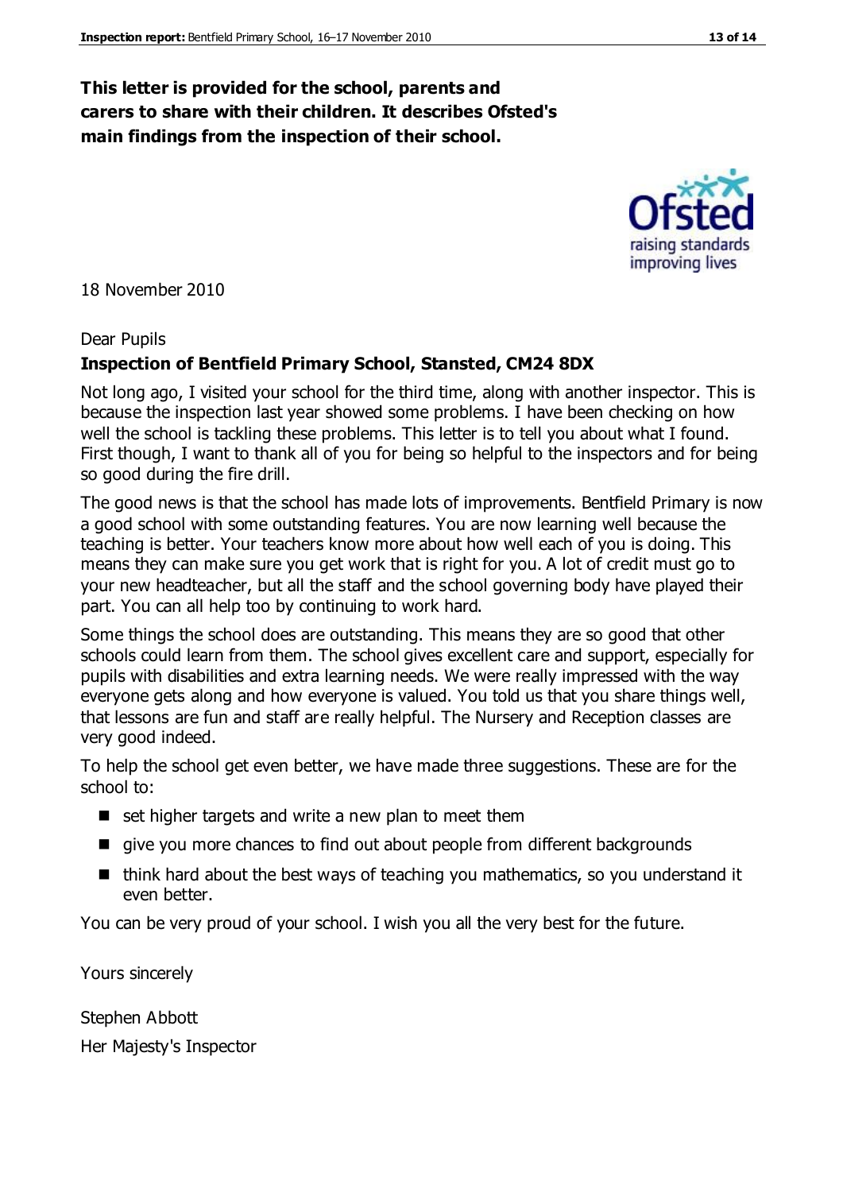**This letter is provided for the school, parents and carers to share with their children. It describes Ofsted's main findings from the inspection of their school.**

18 November 2010

Dear Pupils

**Inspection of Bentfield Primary School, Stansted, CM24 8DX**

Not long ago, I visited your school for the third time, along with another inspector. This is because the inspection last year showed some problems. I have been checking on how well the school is tackling these problems. This letter is to tell you about what I found. First though, I want to thank all of you for being so helpful to the inspectors and for being so good during the fire drill.

The good news is that the school has made lots of improvements. Bentfield Primary is now a good school with some outstanding features. You are now learning well because the teaching is better. Your teachers know more about how well each of you is doing. This means they can make sure you get work that is right for you. A lot of credit must go to your new headteacher, but all the staff and the school governing body have played their part. You can all help too by continuing to work hard.

Some things the school does are outstanding. This means they are so good that other schools could learn from them. The school gives excellent care and support, especially for pupils with disabilities and extra learning needs. We were really impressed with the way everyone gets along and how everyone is valued. You told us that you share things well, that lessons are fun and staff are really helpful. The Nursery and Reception classes are very good indeed.

To help the school get even better, we have made three suggestions. These are for the school to:

- set higher targets and write a new plan to meet them
- give you more chances to find out about people from different backgrounds
- think hard about the best ways of teaching you mathematics, so you understand it even better.

You can be very proud of your school. I wish you all the very best for the future.

Yours sincerely

Stephen Abbott

Her Majesty's Inspector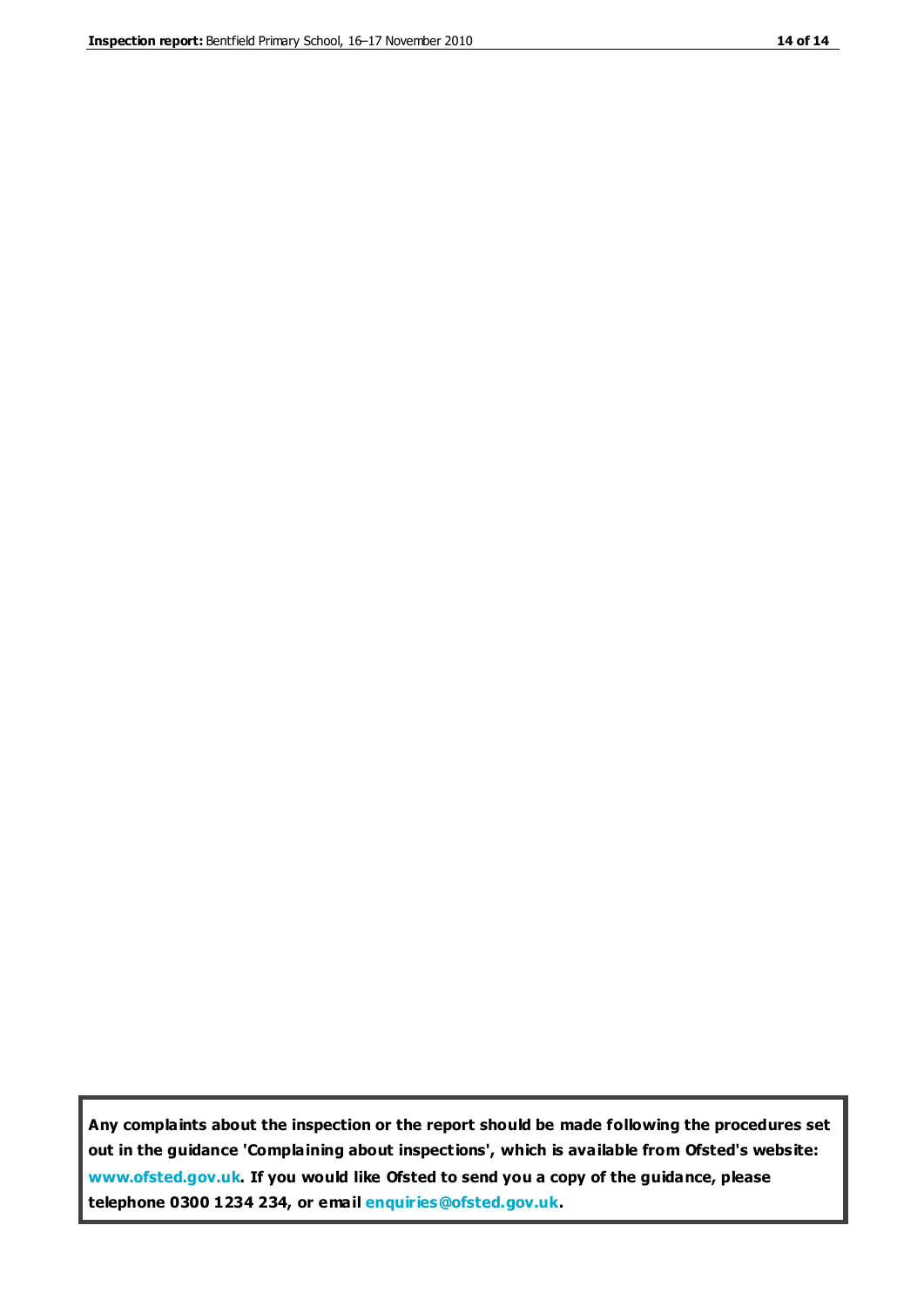**Any complaints about the inspection or the report should be made following the procedures set out in the guidance 'Complaining about inspections', which is available from Ofsted's website: www.ofsted.gov.uk. If you would like Ofsted to send you a copy of the guidance, please telephone 0300 1234 234, or email enquiries@ofsted.gov.uk.**